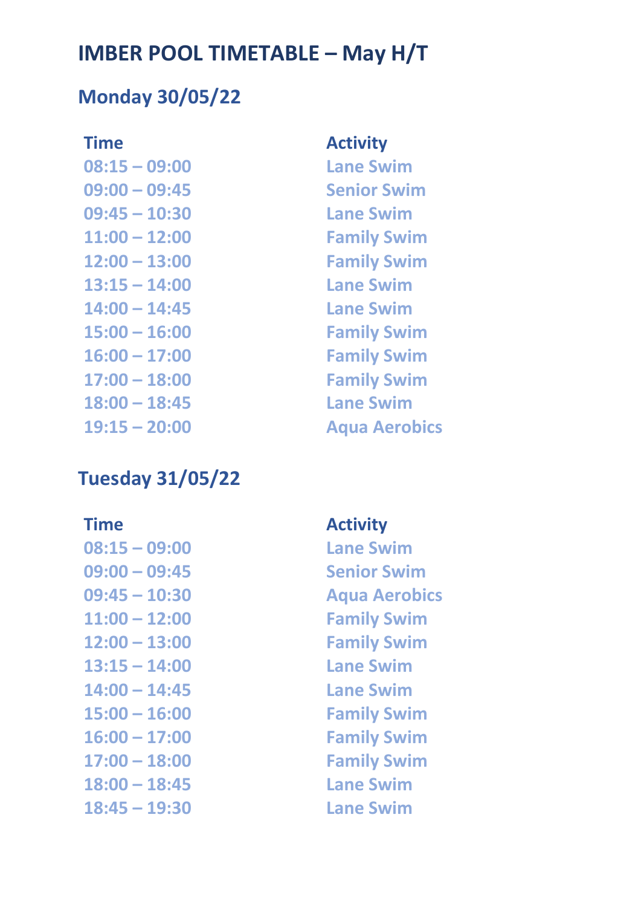# IMBER POOL TIMETABLE – May H/T

## Monday 30/05/22

| Time | Activity |
| --- | --- |
| 08:15 – 09:00 | Lane Swim |
| 09:00 – 09:45 | Senior Swim |
| 09:45 – 10:30 | Lane Swim |
| 11:00 – 12:00 | Family Swim |
| 12:00 – 13:00 | Family Swim |
| 13:15 – 14:00 | Lane Swim |
| 14:00 – 14:45 | Lane Swim |
| 15:00 – 16:00 | Family Swim |
| 16:00 – 17:00 | Family Swim |
| 17:00 – 18:00 | Family Swim |
| 18:00 – 18:45 | Lane Swim |
| 19:15 – 20:00 | Aqua Aerobics |

## Tuesday 31/05/22

| Time | Activity |
| --- | --- |
| 08:15 – 09:00 | Lane Swim |
| 09:00 – 09:45 | Senior Swim |
| 09:45 – 10:30 | Aqua Aerobics |
| 11:00 – 12:00 | Family Swim |
| 12:00 – 13:00 | Family Swim |
| 13:15 – 14:00 | Lane Swim |
| 14:00 – 14:45 | Lane Swim |
| 15:00 – 16:00 | Family Swim |
| 16:00 – 17:00 | Family Swim |
| 17:00 – 18:00 | Family Swim |
| 18:00 – 18:45 | Lane Swim |
| 18:45 – 19:30 | Lane Swim |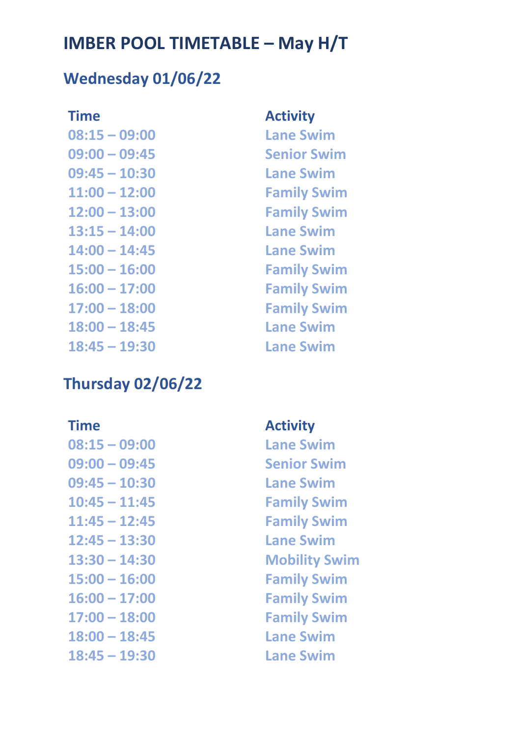# IMBER POOL TIMETABLE – May H/T

## Wednesday 01/06/22

| Time | Activity |
|---|---|
| 08:15 – 09:00 | Lane Swim |
| 09:00 – 09:45 | Senior Swim |
| 09:45 – 10:30 | Lane Swim |
| 11:00 – 12:00 | Family Swim |
| 12:00 – 13:00 | Family Swim |
| 13:15 – 14:00 | Lane Swim |
| 14:00 – 14:45 | Lane Swim |
| 15:00 – 16:00 | Family Swim |
| 16:00 – 17:00 | Family Swim |
| 17:00 – 18:00 | Family Swim |
| 18:00 – 18:45 | Lane Swim |
| 18:45 – 19:30 | Lane Swim |

## Thursday 02/06/22

| Time | Activity |
|---|---|
| 08:15 – 09:00 | Lane Swim |
| 09:00 – 09:45 | Senior Swim |
| 09:45 – 10:30 | Lane Swim |
| 10:45 – 11:45 | Family Swim |
| 11:45 – 12:45 | Family Swim |
| 12:45 – 13:30 | Lane Swim |
| 13:30 – 14:30 | Mobility Swim |
| 15:00 – 16:00 | Family Swim |
| 16:00 – 17:00 | Family Swim |
| 17:00 – 18:00 | Family Swim |
| 18:00 – 18:45 | Lane Swim |
| 18:45 – 19:30 | Lane Swim |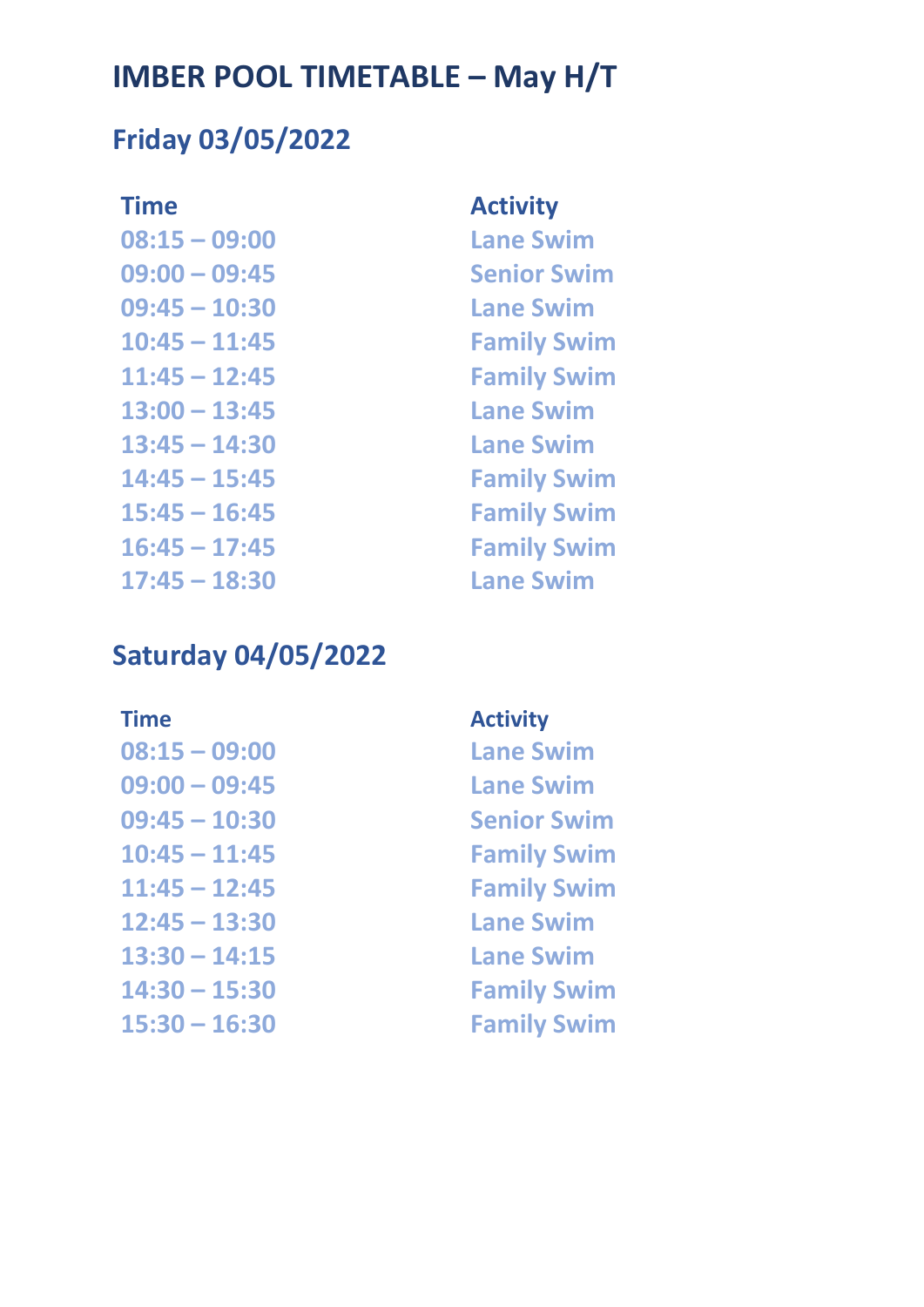# IMBER POOL TIMETABLE – May H/T

## Friday 03/05/2022

| Time | Activity |
|---|---|
| 08:15 – 09:00 | Lane Swim |
| 09:00 – 09:45 | Senior Swim |
| 09:45 – 10:30 | Lane Swim |
| 10:45 – 11:45 | Family Swim |
| 11:45 – 12:45 | Family Swim |
| 13:00 – 13:45 | Lane Swim |
| 13:45 – 14:30 | Lane Swim |
| 14:45 – 15:45 | Family Swim |
| 15:45 – 16:45 | Family Swim |
| 16:45 – 17:45 | Family Swim |
| 17:45 – 18:30 | Lane Swim |

## Saturday 04/05/2022

| Time | Activity |
|---|---|
| 08:15 – 09:00 | Lane Swim |
| 09:00 – 09:45 | Lane Swim |
| 09:45 – 10:30 | Senior Swim |
| 10:45 – 11:45 | Family Swim |
| 11:45 – 12:45 | Family Swim |
| 12:45 – 13:30 | Lane Swim |
| 13:30 – 14:15 | Lane Swim |
| 14:30 – 15:30 | Family Swim |
| 15:30 – 16:30 | Family Swim |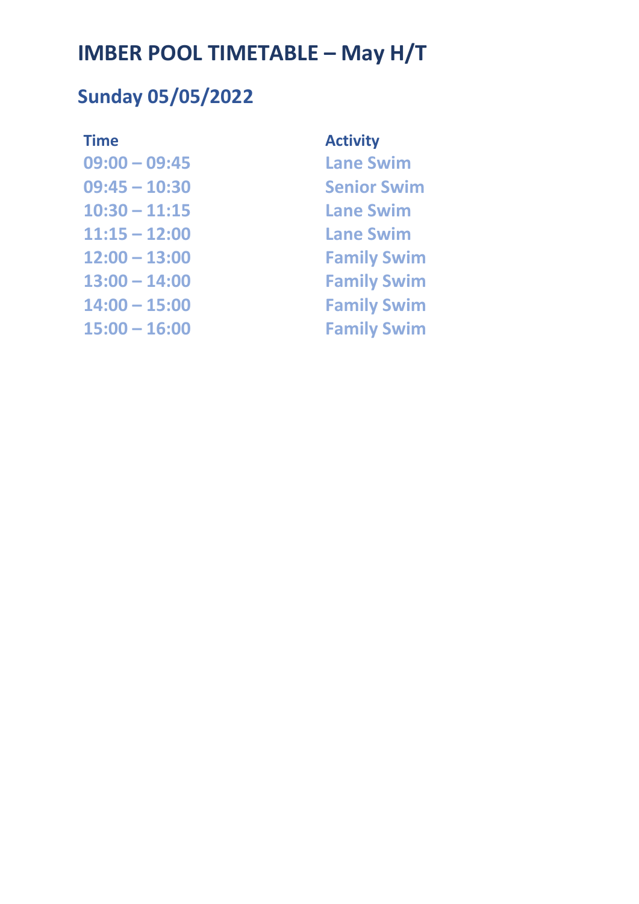# IMBER POOL TIMETABLE – May H/T

## Sunday 05/05/2022

| Time | Activity |
| --- | --- |
| 09:00 – 09:45 | Lane Swim |
| 09:45 – 10:30 | Senior Swim |
| 10:30 – 11:15 | Lane Swim |
| 11:15 – 12:00 | Lane Swim |
| 12:00 – 13:00 | Family Swim |
| 13:00 – 14:00 | Family Swim |
| 14:00 – 15:00 | Family Swim |
| 15:00 – 16:00 | Family Swim |